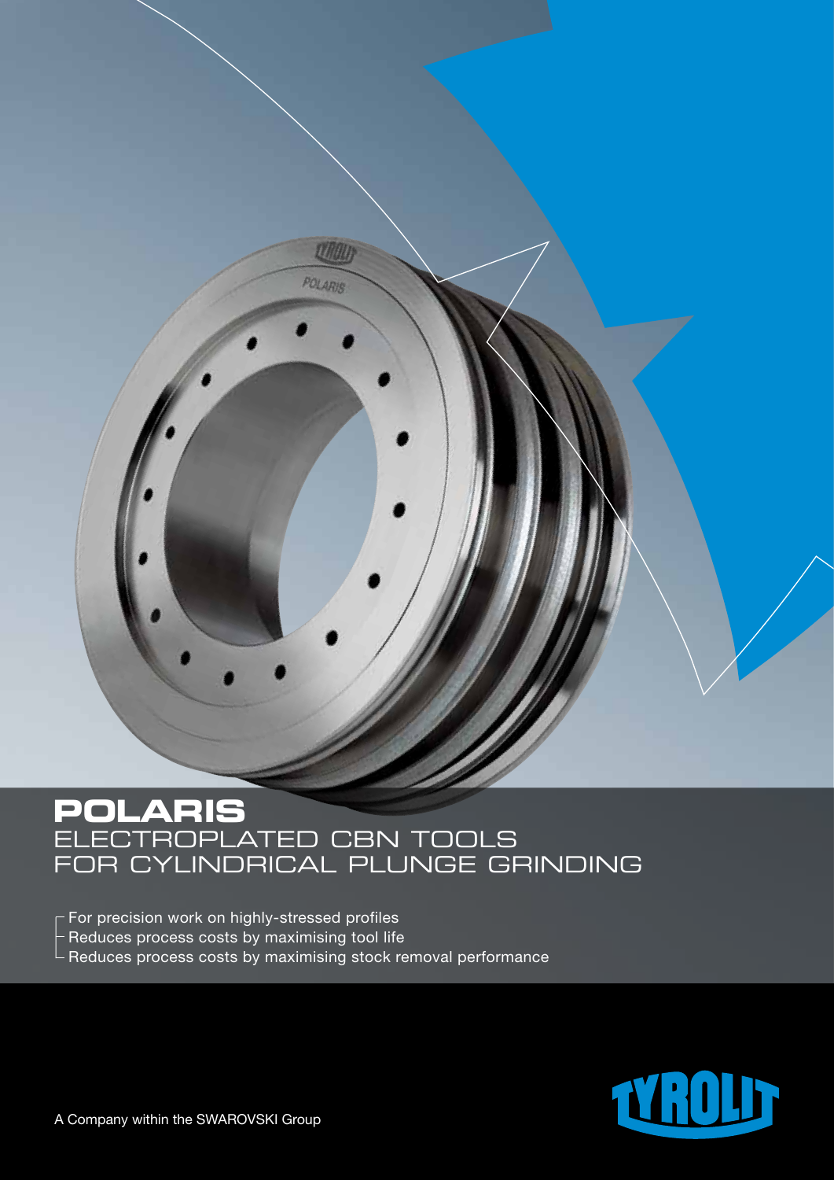# POLARIS

## ELECTROPLATED CBN TOOLS FOR CYLINDRICAL PLUNGE GRINDING

- For precision work on highly-stressed profiles
- Reduces process costs by maximising tool life
- Reduces process costs by maximising stock removal performance

A Company within the SWAROVSKI Group

TYROLIT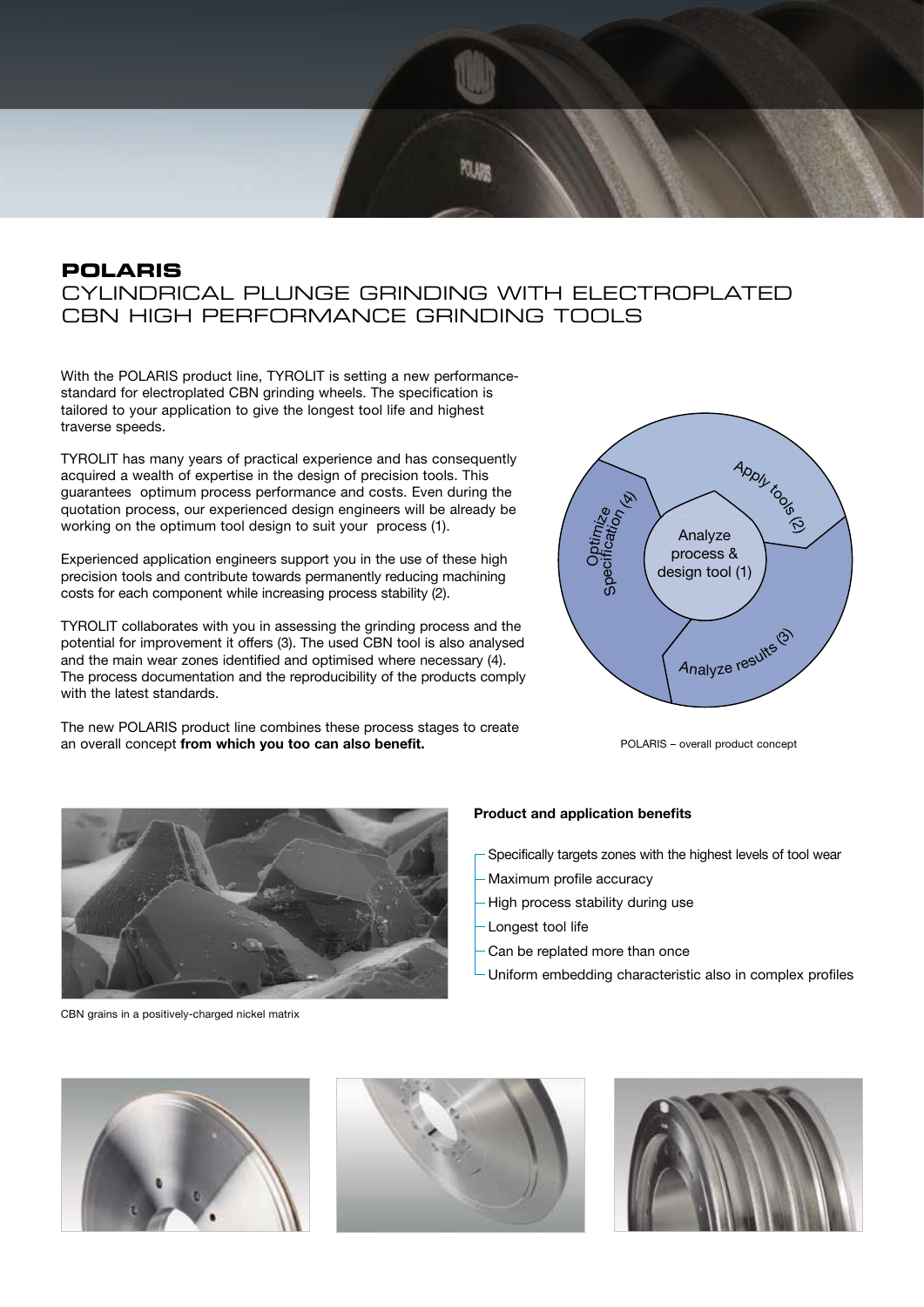# POLARIS

## CYLINDRICAL PLUNGE GRINDING WITH ELECTROPLATED CBN HIGH PERFORMANCE GRINDING TOOLS

With the POLARIS product line, TYROLIT is setting a new performance-standard for electroplated CBN grinding wheels. The specification is tailored to your application to give the longest tool life and highest traverse speeds.

TYROLIT has many years of practical experience and has consequently acquired a wealth of expertise in the design of precision tools. This guarantees optimum process performance and costs. Even during the quotation process, our experienced design engineers will be already be working on the optimum tool design to suit your process (1).

Experienced application engineers support you in the use of these high precision tools and contribute towards permanently reducing machining costs for each component while increasing process stability (2).

TYROLIT collaborates with you in assessing the grinding process and the potential for improvement it offers (3). The used CBN tool is also analysed and the main wear zones identified and optimised where necessary (4). The process documentation and the reproducibility of the products comply with the latest standards.

The new POLARIS product line combines these process stages to create an overall concept **from which you too can also benefit.**

Analyze process & design tool (1)

Apply tools (2)

Analyze results (3)

Optimize Specification (4)

POLARIS – overall product concept

CBN grains in a positively-charged nickel matrix

**Product and application benefits**

- Specifically targets zones with the highest levels of tool wear
- Maximum profile accuracy
- High process stability during use
- Longest tool life
- Can be replated more than once
- Uniform embedding characteristic also in complex profiles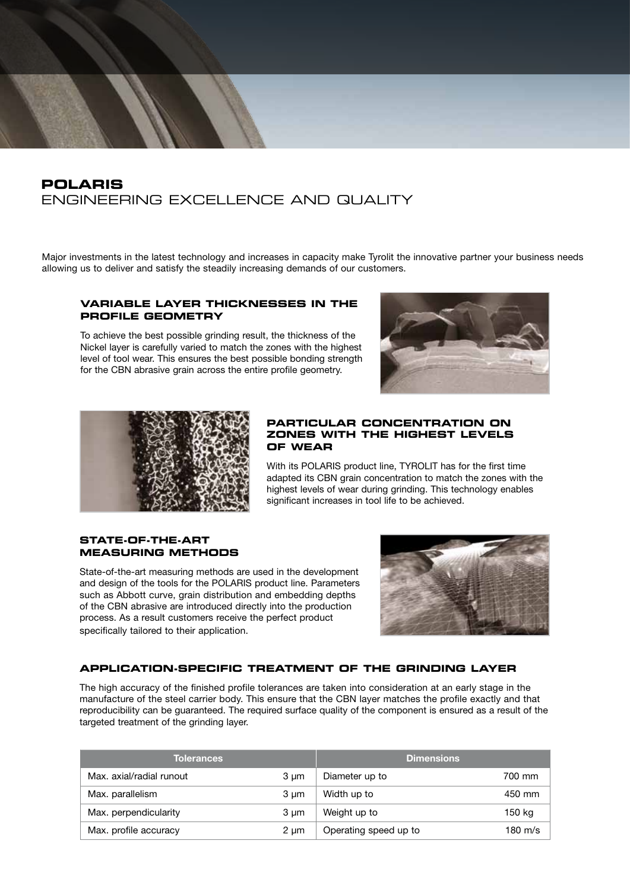# POLARIS
## ENGINEERING EXCELLENCE AND QUALITY

Major investments in the latest technology and increases in capacity make Tyrolit the innovative partner your business needs allowing us to deliver and satisfy the steadily increasing demands of our customers.

### VARIABLE LAYER THICKNESSES IN THE PROFILE GEOMETRY

To achieve the best possible grinding result, the thickness of the Nickel layer is carefully varied to match the zones with the highest level of tool wear. This ensures the best possible bonding strength for the CBN abrasive grain across the entire profile geometry.

### PARTICULAR CONCENTRATION ON ZONES WITH THE HIGHEST LEVELS OF WEAR

With its POLARIS product line, TYROLIT has for the first time adapted its CBN grain concentration to match the zones with the highest levels of wear during grinding. This technology enables significant increases in tool life to be achieved.

### STATE-OF-THE-ART MEASURING METHODS

State-of-the-art measuring methods are used in the development and design of the tools for the POLARIS product line. Parameters such as Abbott curve, grain distribution and embedding depths of the CBN abrasive are introduced directly into the production process. As a result customers receive the perfect product specifically tailored to their application.

### APPLICATION-SPECIFIC TREATMENT OF THE GRINDING LAYER

The high accuracy of the finished profile tolerances are taken into consideration at an early stage in the manufacture of the steel carrier body. This ensure that the CBN layer matches the profile exactly and that reproducibility can be guaranteed. The required surface quality of the component is ensured as a result of the targeted treatment of the grinding layer.

| Tolerances | | Dimensions | |
|---|---|---|---|
| Max. axial/radial runout | 3 µm | Diameter up to | 700 mm |
| Max. parallelism | 3 µm | Width up to | 450 mm |
| Max. perpendicularity | 3 µm | Weight up to | 150 kg |
| Max. profile accuracy | 2 µm | Operating speed up to | 180 m/s |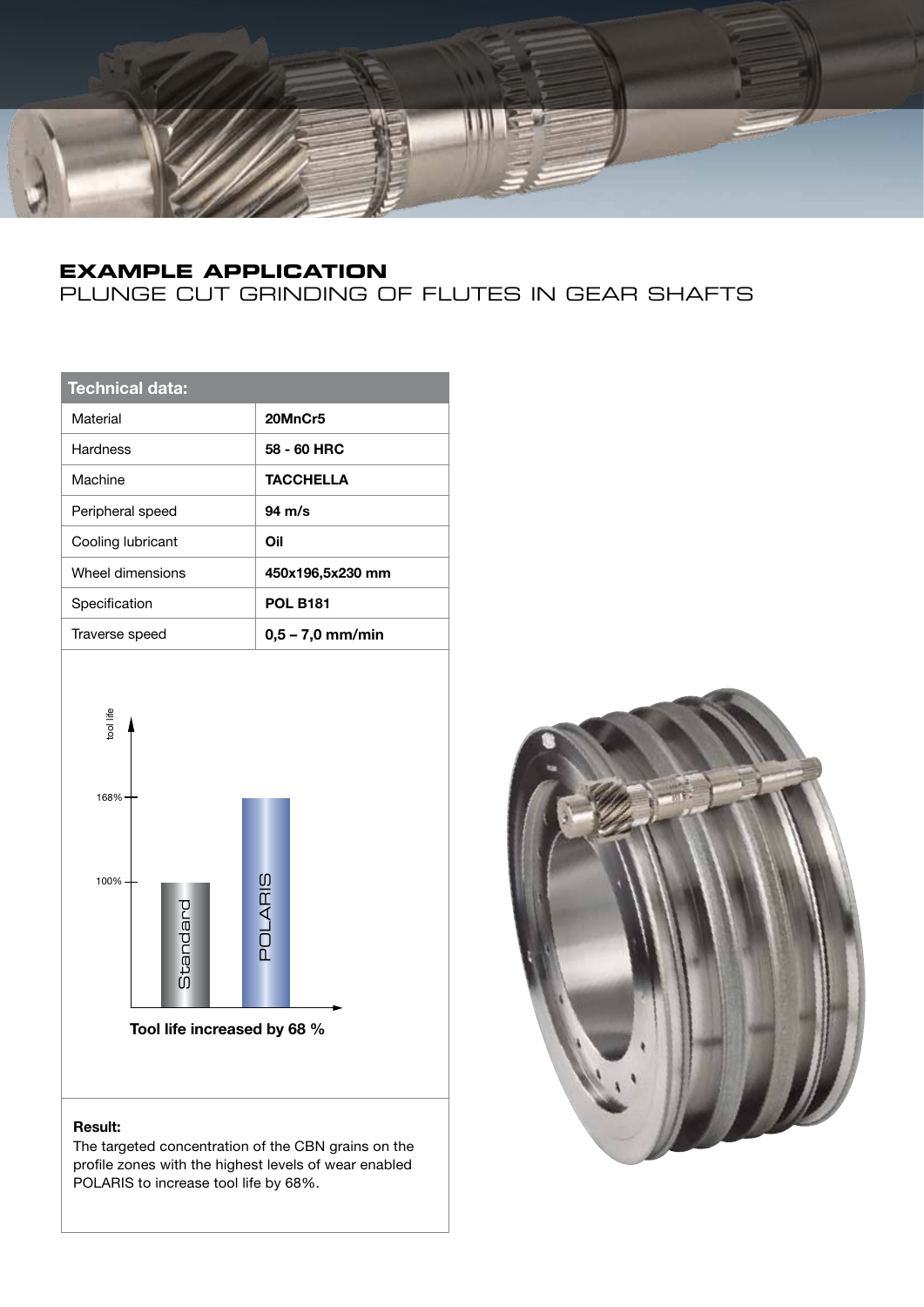# EXAMPLE APPLICATION

## PLUNGE CUT GRINDING OF FLUTES IN GEAR SHAFTS

| Technical data: | |
|---|---|
| Material | **20MnCr5** |
| Hardness | **58 - 60 HRC** |
| Machine | **TACCHELLA** |
| Peripheral speed | **94 m/s** |
| Cooling lubricant | **Oil** |
| Wheel dimensions | **450x196,5x230 mm** |
| Specification | **POL B181** |
| Traverse speed | **0,5 – 7,0 mm/min** |

tool life

168%

100%

Standard

POLARIS

**Tool life increased by 68 %**

**Result:**

The targeted concentration of the CBN grains on the profile zones with the highest levels of wear enabled POLARIS to increase tool life by 68%.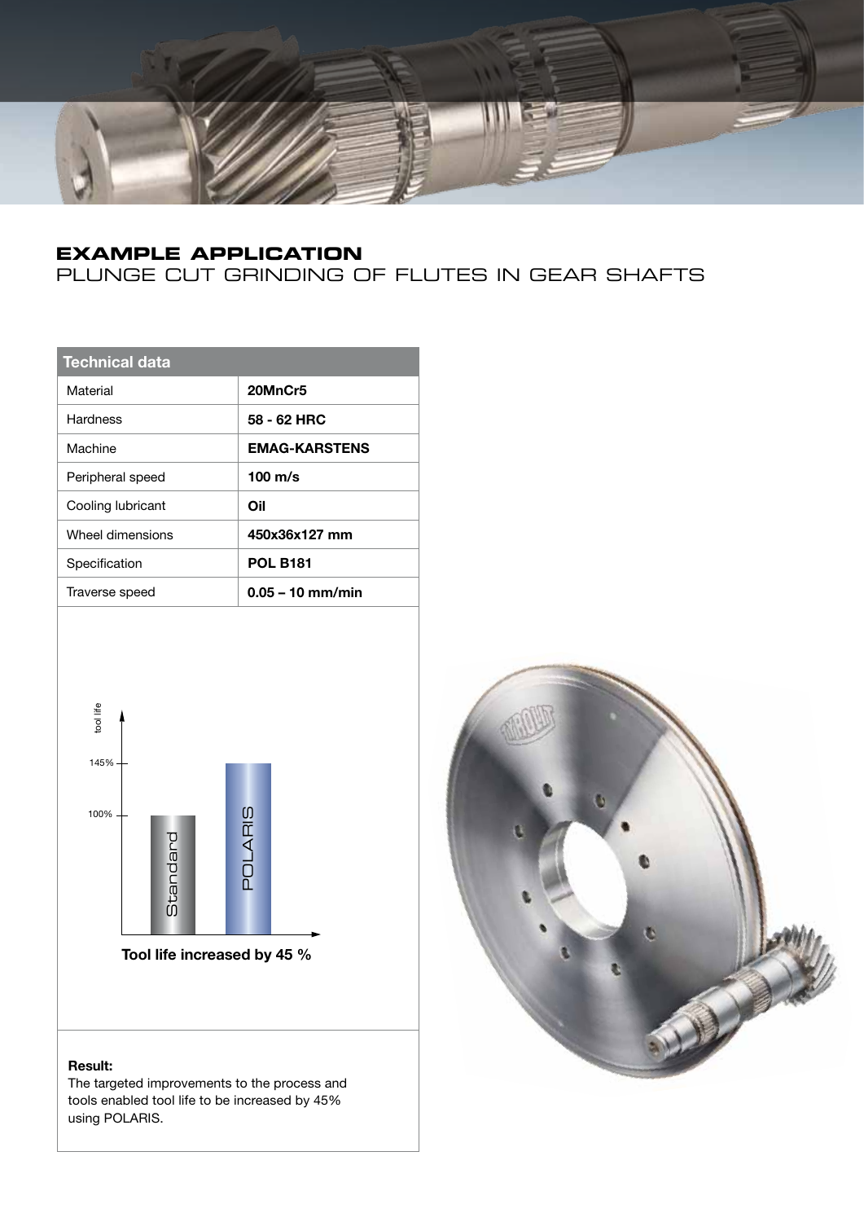## EXAMPLE APPLICATION

PLUNGE CUT GRINDING OF FLUTES IN GEAR SHAFTS

| Technical data | |
|---|---|
| Material | **20MnCr5** |
| Hardness | **58 - 62 HRC** |
| Machine | **EMAG-KARSTENS** |
| Peripheral speed | **100 m/s** |
| Cooling lubricant | **Oil** |
| Wheel dimensions | **450x36x127 mm** |
| Specification | **POL B181** |
| Traverse speed | **0.05 – 10 mm/min** |

**Tool life increased by 45 %**

**Result:**
The targeted improvements to the process and tools enabled tool life to be increased by 45% using POLARIS.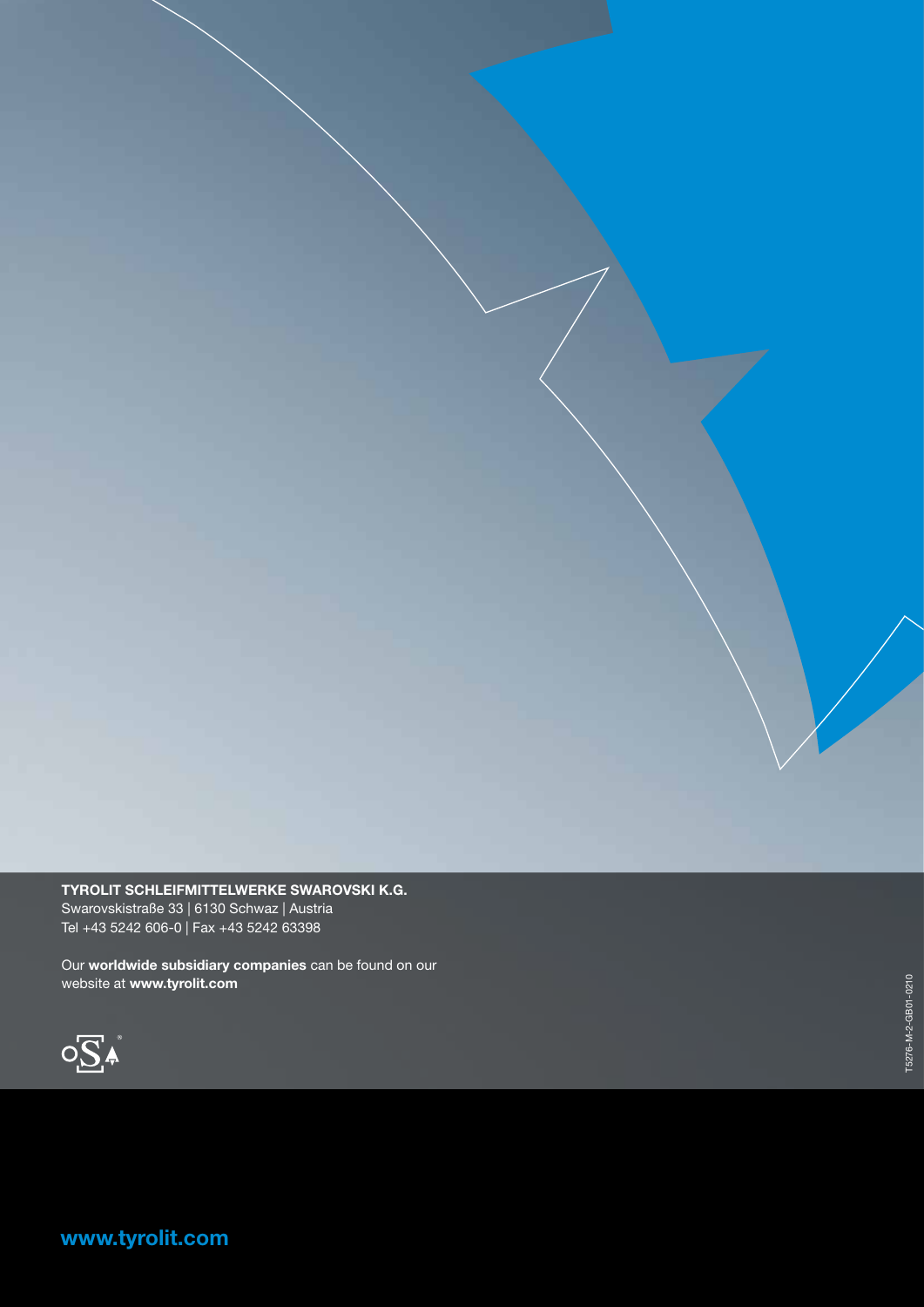**TYROLIT SCHLEIFMITTELWERKE SWAROVSKI K.G.**
Swarovskistraße 33 | 6130 Schwaz | Austria
Tel +43 5242 606-0 | Fax +43 5242 63398

Our **worldwide subsidiary companies** can be found on our website at **www.tyrolit.com**

T5276-M-2-GB01-0210

**www.tyrolit.com**